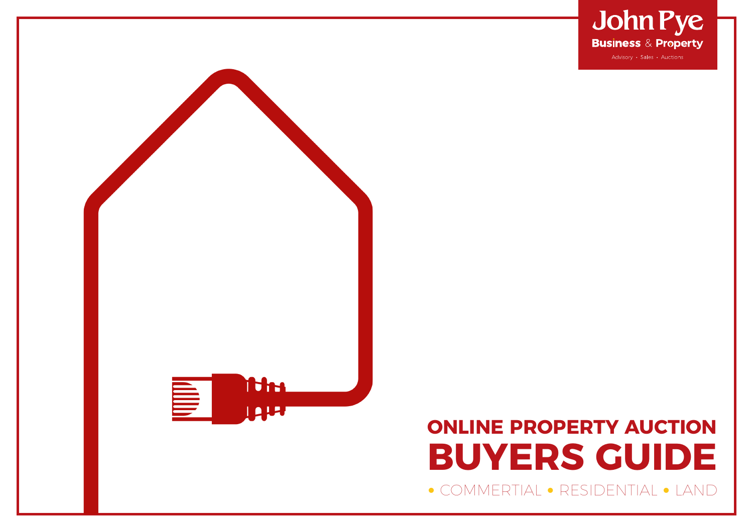John Pye

Business & Property

Advisory • Sales • Auctions

# ONLINE PROPERTY AUCTION BUYERS GUIDE

• COMMERTIAL • RESIDENTIAL • LAND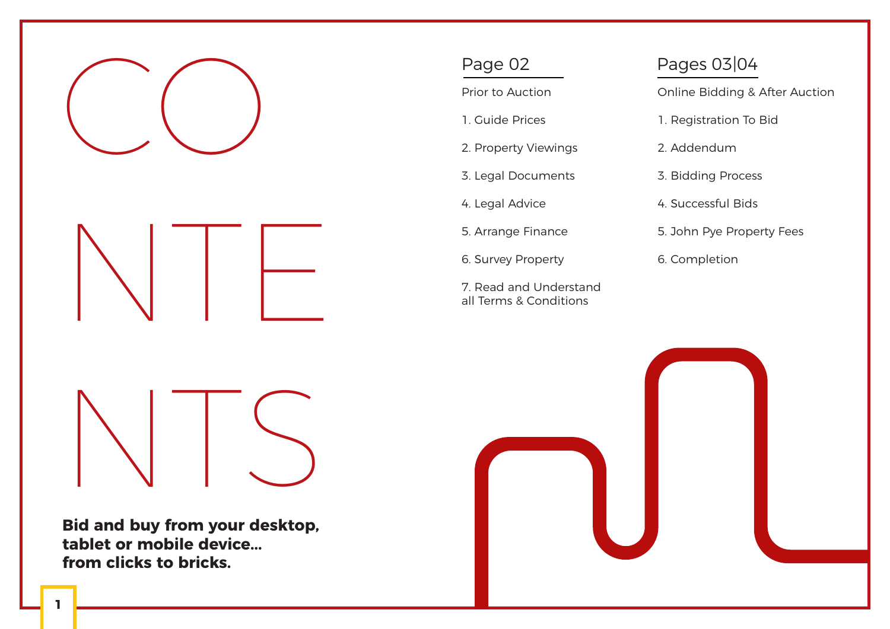# CONTENTS

**Bid and buy from your desktop, tablet or mobile device... from clicks to bricks.**

## Page 02

Prior to Auction

1. Guide Prices
2. Property Viewings
3. Legal Documents
4. Legal Advice
5. Arrange Finance
6. Survey Property
7. Read and Understand all Terms & Conditions

## Pages 03|04

Online Bidding & After Auction

1. Registration To Bid
2. Addendum
3. Bidding Process
4. Successful Bids
5. John Pye Property Fees
6. Completion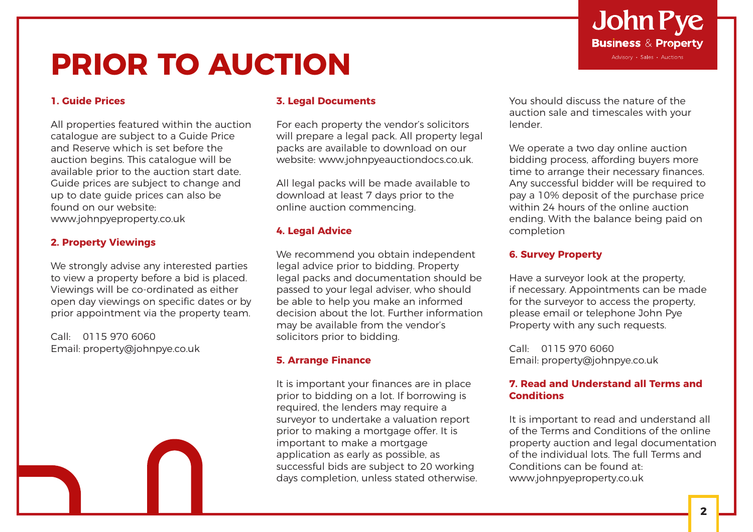# PRIOR TO AUCTION

## 1. Guide Prices

All properties featured within the auction catalogue are subject to a Guide Price and Reserve which is set before the auction begins. This catalogue will be available prior to the auction start date. Guide prices are subject to change and up to date guide prices can also be found on our website: www.johnpyeproperty.co.uk

## 2. Property Viewings

We strongly advise any interested parties to view a property before a bid is placed. Viewings will be co-ordinated as either open day viewings on specific dates or by prior appointment via the property team.

Call: 0115 970 6060
Email: property@johnpye.co.uk

## 3. Legal Documents

For each property the vendor's solicitors will prepare a legal pack. All property legal packs are available to download on our website: www.johnpyeauctiondocs.co.uk.

All legal packs will be made available to download at least 7 days prior to the online auction commencing.

## 4. Legal Advice

We recommend you obtain independent legal advice prior to bidding. Property legal packs and documentation should be passed to your legal adviser, who should be able to help you make an informed decision about the lot. Further information may be available from the vendor's solicitors prior to bidding.

## 5. Arrange Finance

It is important your finances are in place prior to bidding on a lot. If borrowing is required, the lenders may require a surveyor to undertake a valuation report prior to making a mortgage offer. It is important to make a mortgage application as early as possible, as successful bids are subject to 20 working days completion, unless stated otherwise. You should discuss the nature of the auction sale and timescales with your lender.

We operate a two day online auction bidding process, affording buyers more time to arrange their necessary finances. Any successful bidder will be required to pay a 10% deposit of the purchase price within 24 hours of the online auction ending. With the balance being paid on completion

## 6. Survey Property

Have a surveyor look at the property, if necessary. Appointments can be made for the surveyor to access the property, please email or telephone John Pye Property with any such requests.

Call: 0115 970 6060
Email: property@johnpye.co.uk

## 7. Read and Understand all Terms and Conditions

It is important to read and understand all of the Terms and Conditions of the online property auction and legal documentation of the individual lots. The full Terms and Conditions can be found at: www.johnpyeproperty.co.uk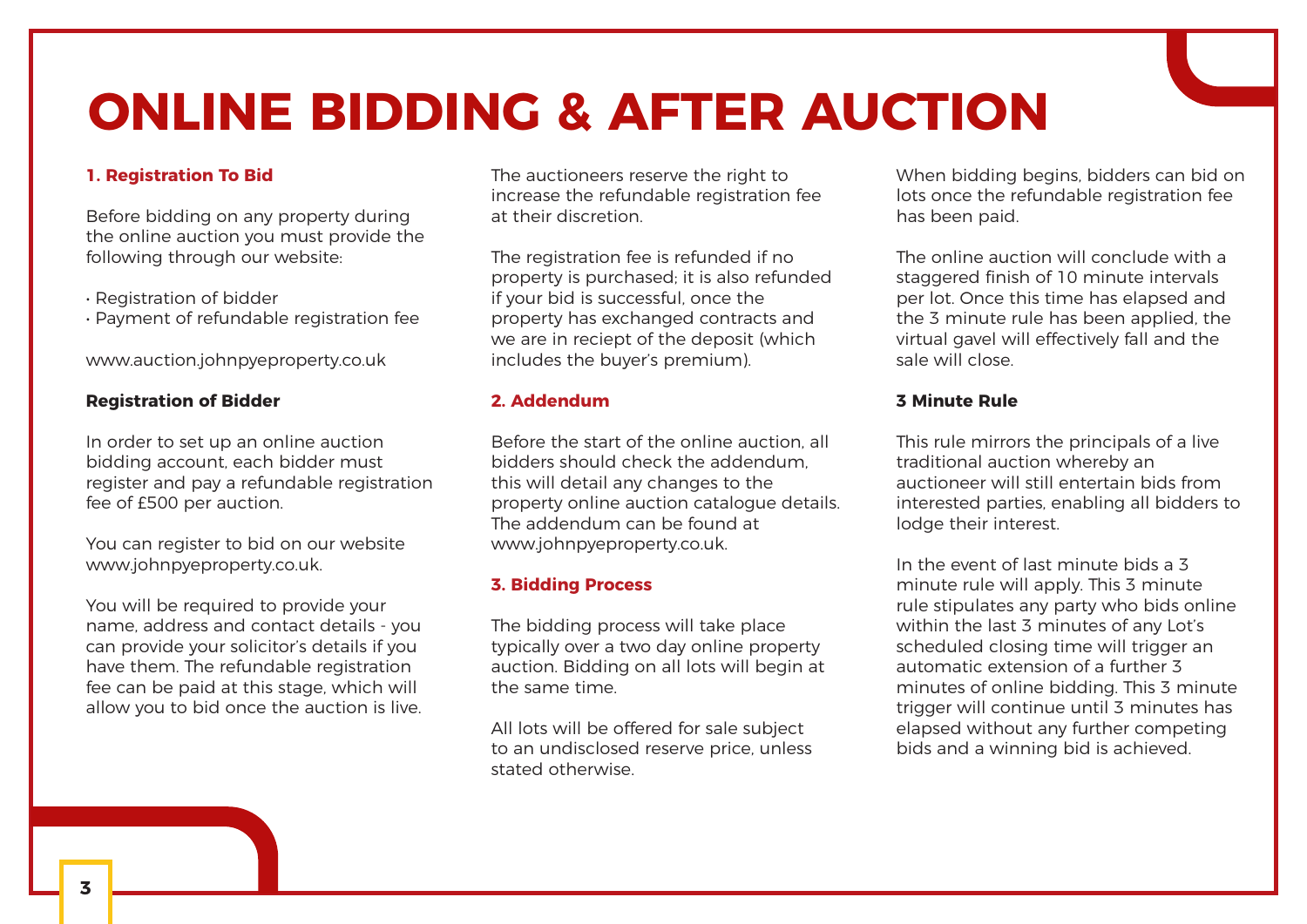# ONLINE BIDDING & AFTER AUCTION

## 1. Registration To Bid

Before bidding on any property during the online auction you must provide the following through our website:

- Registration of bidder
- Payment of refundable registration fee

www.auction.johnpyeproperty.co.uk

### Registration of Bidder

In order to set up an online auction bidding account, each bidder must register and pay a refundable registration fee of £500 per auction.

You can register to bid on our website www.johnpyeproperty.co.uk.

You will be required to provide your name, address and contact details - you can provide your solicitor's details if you have them. The refundable registration fee can be paid at this stage, which will allow you to bid once the auction is live.

The auctioneers reserve the right to increase the refundable registration fee at their discretion.

The registration fee is refunded if no property is purchased; it is also refunded if your bid is successful, once the property has exchanged contracts and we are in reciept of the deposit (which includes the buyer's premium).

## 2. Addendum

Before the start of the online auction, all bidders should check the addendum, this will detail any changes to the property online auction catalogue details. The addendum can be found at www.johnpyeproperty.co.uk.

## 3. Bidding Process

The bidding process will take place typically over a two day online property auction. Bidding on all lots will begin at the same time.

All lots will be offered for sale subject to an undisclosed reserve price, unless stated otherwise.

When bidding begins, bidders can bid on lots once the refundable registration fee has been paid.

The online auction will conclude with a staggered finish of 10 minute intervals per lot. Once this time has elapsed and the 3 minute rule has been applied, the virtual gavel will effectively fall and the sale will close.

### 3 Minute Rule

This rule mirrors the principals of a live traditional auction whereby an auctioneer will still entertain bids from interested parties, enabling all bidders to lodge their interest.

In the event of last minute bids a 3 minute rule will apply. This 3 minute rule stipulates any party who bids online within the last 3 minutes of any Lot's scheduled closing time will trigger an automatic extension of a further 3 minutes of online bidding. This 3 minute trigger will continue until 3 minutes has elapsed without any further competing bids and a winning bid is achieved.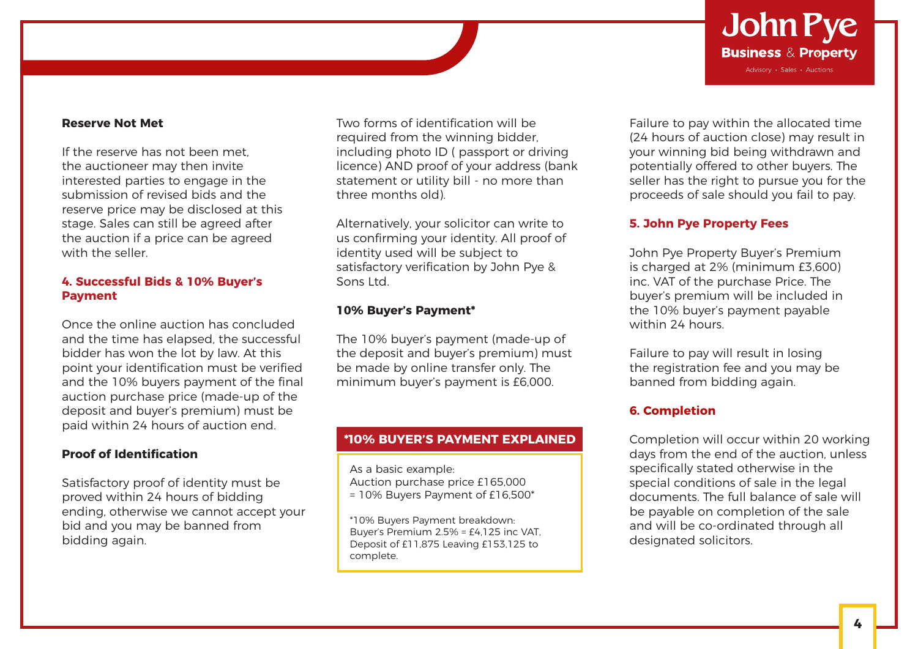### Reserve Not Met

If the reserve has not been met, the auctioneer may then invite interested parties to engage in the submission of revised bids and the reserve price may be disclosed at this stage. Sales can still be agreed after the auction if a price can be agreed with the seller.

## 4. Successful Bids & 10% Buyer's Payment

Once the online auction has concluded and the time has elapsed, the successful bidder has won the lot by law. At this point your identification must be verified and the 10% buyers payment of the final auction purchase price (made-up of the deposit and buyer's premium) must be paid within 24 hours of auction end.

### Proof of Identification

Satisfactory proof of identity must be proved within 24 hours of bidding ending, otherwise we cannot accept your bid and you may be banned from bidding again.

Two forms of identification will be required from the winning bidder, including photo ID ( passport or driving licence) AND proof of your address (bank statement or utility bill - no more than three months old).

Alternatively, your solicitor can write to us confirming your identity. All proof of identity used will be subject to satisfactory verification by John Pye & Sons Ltd.

### 10% Buyer's Payment*

The 10% buyer's payment (made-up of the deposit and buyer's premium) must be made by online transfer only. The minimum buyer's payment is £6,000.

**\*10% BUYER'S PAYMENT EXPLAINED**

As a basic example:
Auction purchase price £165,000
= 10% Buyers Payment of £16,500*

*10% Buyers Payment breakdown:
Buyer's Premium 2.5% = £4,125 inc VAT, Deposit of £11,875 Leaving £153,125 to complete.

Failure to pay within the allocated time (24 hours of auction close) may result in your winning bid being withdrawn and potentially offered to other buyers. The seller has the right to pursue you for the proceeds of sale should you fail to pay.

## 5. John Pye Property Fees

John Pye Property Buyer's Premium is charged at 2% (minimum £3,600) inc. VAT of the purchase Price. The buyer's premium will be included in the 10% buyer's payment payable within 24 hours.

Failure to pay will result in losing the registration fee and you may be banned from bidding again.

## 6. Completion

Completion will occur within 20 working days from the end of the auction, unless specifically stated otherwise in the special conditions of sale in the legal documents. The full balance of sale will be payable on completion of the sale and will be co-ordinated through all designated solicitors.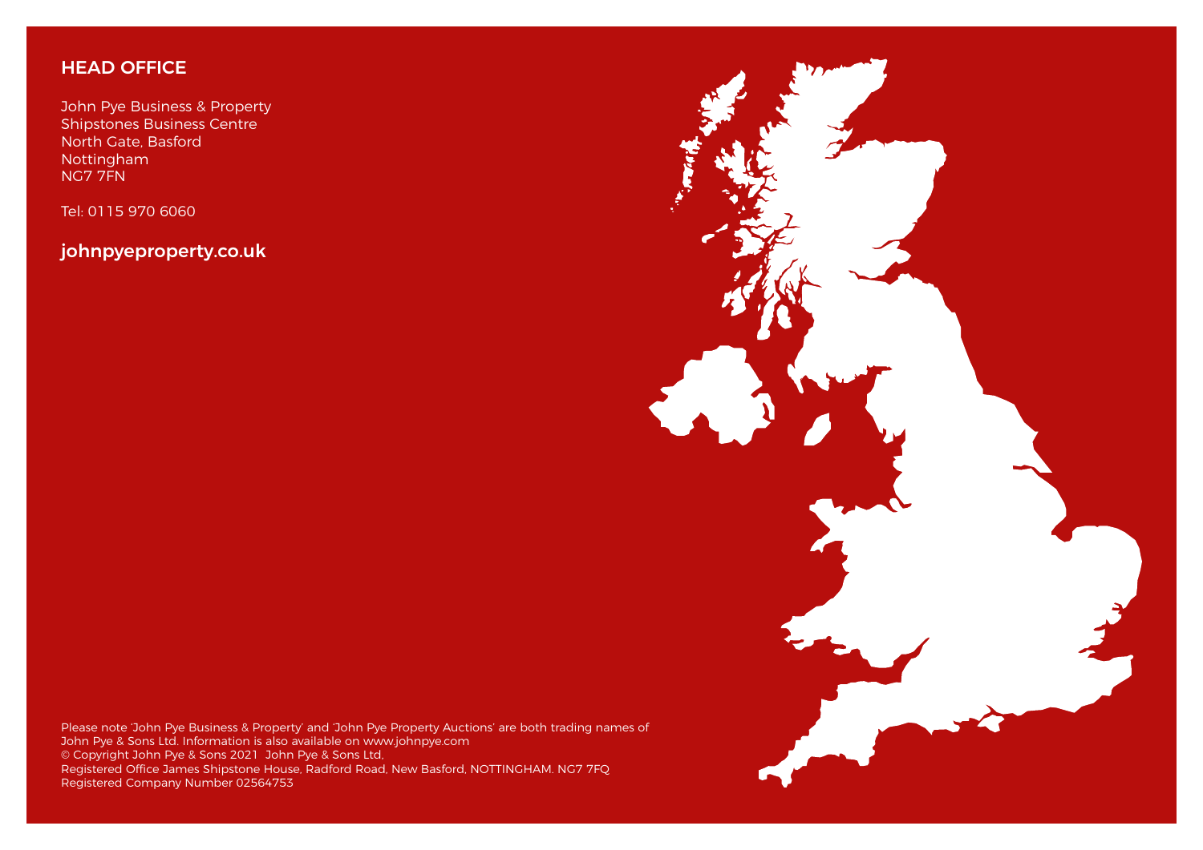## HEAD OFFICE

John Pye Business & Property
Shipstones Business Centre
North Gate, Basford
Nottingham
NG7 7FN

Tel: 0115 970 6060

**johnpyeproperty.co.uk**

Please note 'John Pye Business & Property' and 'John Pye Property Auctions' are both trading names of John Pye & Sons Ltd. Information is also available on www.johnpye.com
© Copyright John Pye & Sons 2021 John Pye & Sons Ltd,
Registered Office James Shipstone House, Radford Road, New Basford, NOTTINGHAM. NG7 7FQ
Registered Company Number 02564753